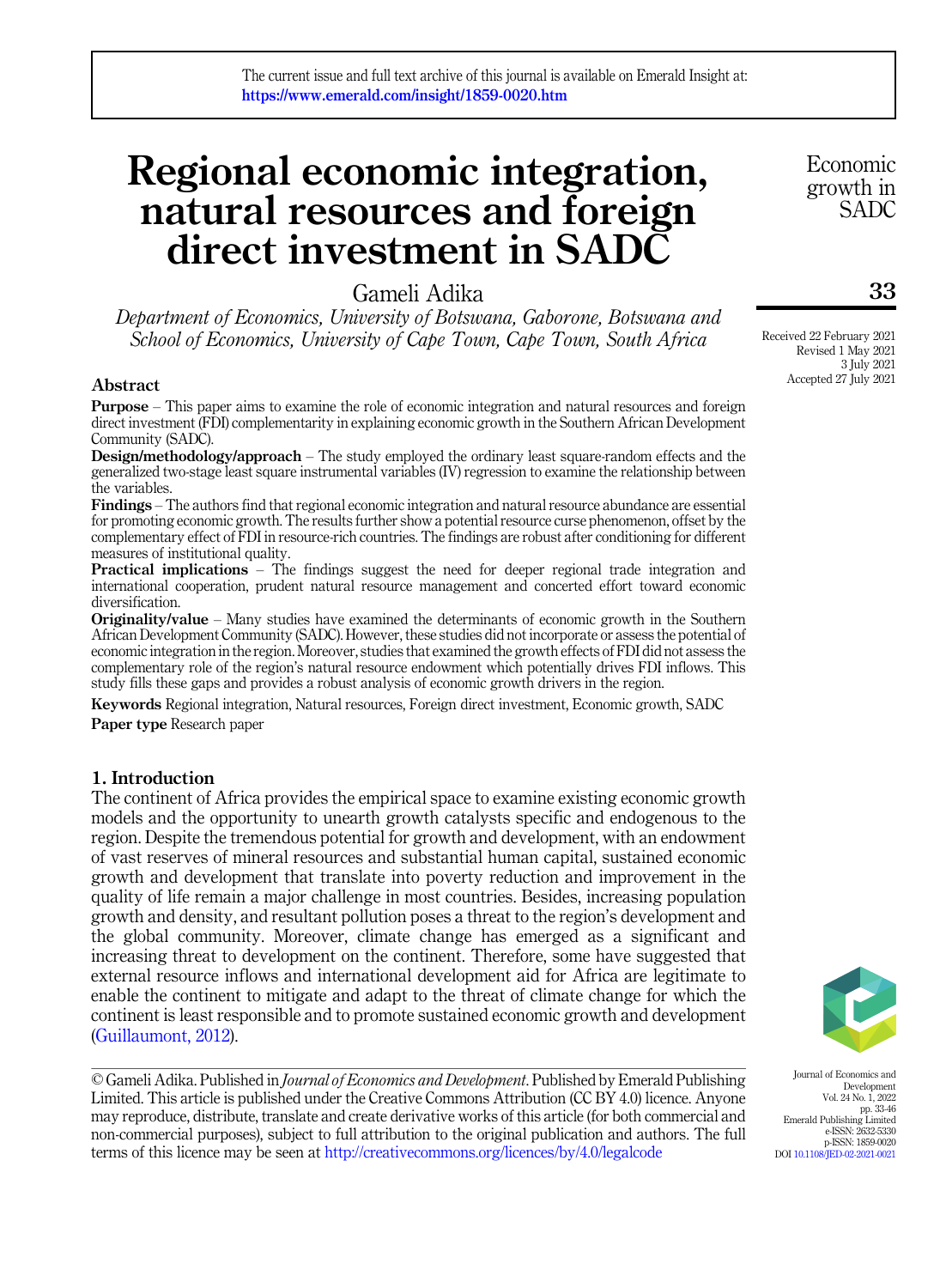The current issue and full text archive of this journal is available on Emerald Insight at: https://www.emerald.com/insight/1859-0020.htm

# Regional economic integration, natural resources and foreign direct investment in SADC

Gameli Adika

*Department of Economics, University of Botswana, Gaborone, Botswana and School of Economics, University of Cape Town, Cape Town, South Africa*

Received 22 February 2021
Revised 1 May 2021
3 July 2021
Accepted 27 July 2021

## Abstract

**Purpose** – This paper aims to examine the role of economic integration and natural resources and foreign direct investment (FDI) complementarity in explaining economic growth in the Southern African Development Community (SADC).

**Design/methodology/approach** – The study employed the ordinary least square-random effects and the generalized two-stage least square instrumental variables (IV) regression to examine the relationship between the variables.

**Findings** – The authors find that regional economic integration and natural resource abundance are essential for promoting economic growth. The results further show a potential resource curse phenomenon, offset by the complementary effect of FDI in resource-rich countries. The findings are robust after conditioning for different measures of institutional quality.

**Practical implications** – The findings suggest the need for deeper regional trade integration and international cooperation, prudent natural resource management and concerted effort toward economic diversification.

**Originality/value** – Many studies have examined the determinants of economic growth in the Southern African Development Community (SADC). However, these studies did not incorporate or assess the potential of economic integration in the region. Moreover, studies that examined the growth effects of FDI did not assess the complementary role of the region's natural resource endowment which potentially drives FDI inflows. This study fills these gaps and provides a robust analysis of economic growth drivers in the region.

**Keywords** Regional integration, Natural resources, Foreign direct investment, Economic growth, SADC

**Paper type** Research paper

## 1. Introduction

The continent of Africa provides the empirical space to examine existing economic growth models and the opportunity to unearth growth catalysts specific and endogenous to the region. Despite the tremendous potential for growth and development, with an endowment of vast reserves of mineral resources and substantial human capital, sustained economic growth and development that translate into poverty reduction and improvement in the quality of life remain a major challenge in most countries. Besides, increasing population growth and density, and resultant pollution poses a threat to the region's development and the global community. Moreover, climate change has emerged as a significant and increasing threat to development on the continent. Therefore, some have suggested that external resource inflows and international development aid for Africa are legitimate to enable the continent to mitigate and adapt to the threat of climate change for which the continent is least responsible and to promote sustained economic growth and development (Guillaumont, 2012).

© Gameli Adika. Published in *Journal of Economics and Development*. Published by Emerald Publishing Limited. This article is published under the Creative Commons Attribution (CC BY 4.0) licence. Anyone may reproduce, distribute, translate and create derivative works of this article (for both commercial and non-commercial purposes), subject to full attribution to the original publication and authors. The full terms of this licence may be seen at http://creativecommons.org/licences/by/4.0/legalcode

Journal of Economics and Development
Emerald Publishing Limited
e-ISSN: 2632-5330
p-ISSN: 1859-0020
DOI 10.1108/JED-02-2021-0021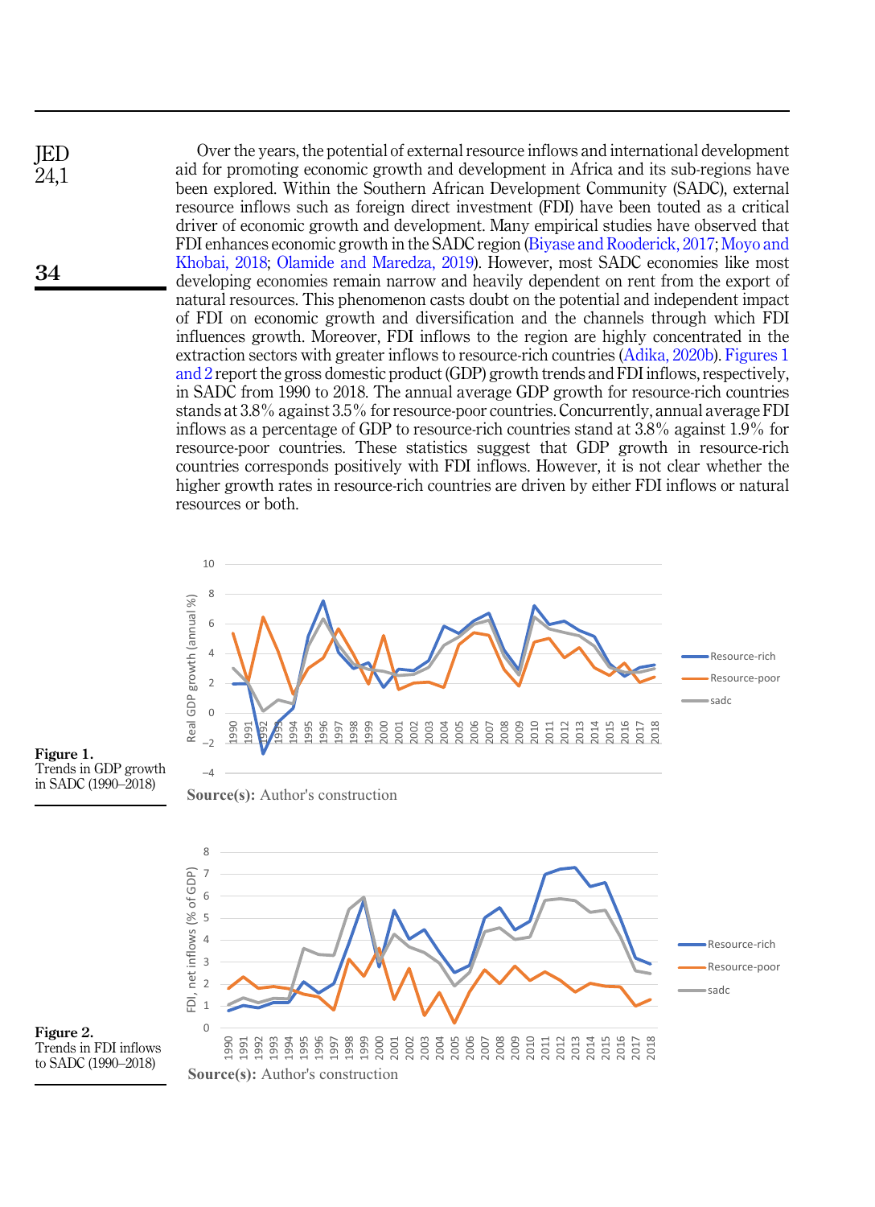Over the years, the potential of external resource inflows and international development aid for promoting economic growth and development in Africa and its sub-regions have been explored. Within the Southern African Development Community (SADC), external resource inflows such as foreign direct investment (FDI) have been touted as a critical driver of economic growth and development. Many empirical studies have observed that FDI enhances economic growth in the SADC region (Biyase and Rooderick, 2017; Moyo and Khobai, 2018; Olamide and Maredza, 2019). However, most SADC economies like most developing economies remain narrow and heavily dependent on rent from the export of natural resources. This phenomenon casts doubt on the potential and independent impact of FDI on economic growth and diversification and the channels through which FDI influences growth. Moreover, FDI inflows to the region are highly concentrated in the extraction sectors with greater inflows to resource-rich countries (Adika, 2020b). Figures 1 and 2 report the gross domestic product (GDP) growth trends and FDI inflows, respectively, in SADC from 1990 to 2018. The annual average GDP growth for resource-rich countries stands at 3.8% against 3.5% for resource-poor countries. Concurrently, annual average FDI inflows as a percentage of GDP to resource-rich countries stand at 3.8% against 1.9% for resource-poor countries. These statistics suggest that GDP growth in resource-rich countries corresponds positively with FDI inflows. However, it is not clear whether the higher growth rates in resource-rich countries are driven by either FDI inflows or natural resources or both.

**Figure 1.** Trends in GDP growth in SADC (1990–2018)

**Source(s):** Author's construction

**Figure 2.** Trends in FDI inflows to SADC (1990–2018)

**Source(s):** Author's construction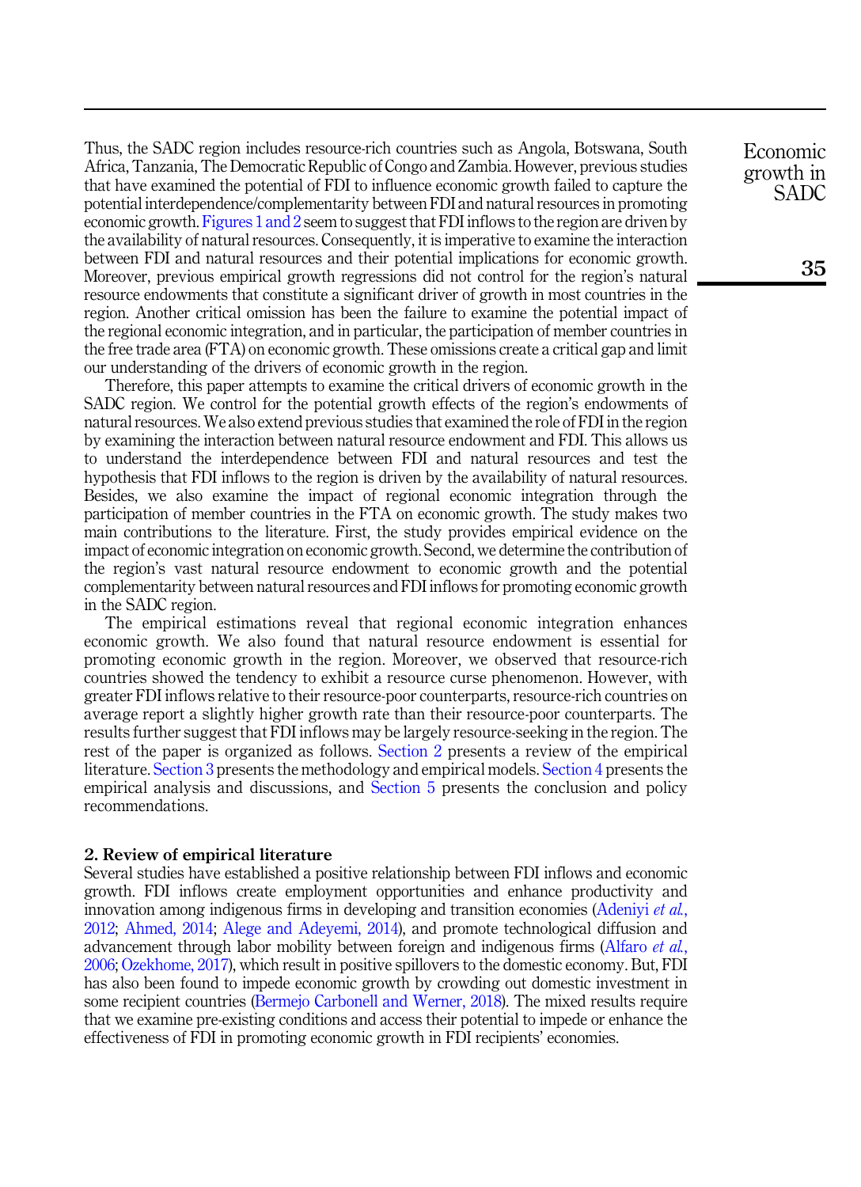Thus, the SADC region includes resource-rich countries such as Angola, Botswana, South Africa, Tanzania, The Democratic Republic of Congo and Zambia. However, previous studies that have examined the potential of FDI to influence economic growth failed to capture the potential interdependence/complementarity between FDI and natural resources in promoting economic growth. Figures 1 and 2 seem to suggest that FDI inflows to the region are driven by the availability of natural resources. Consequently, it is imperative to examine the interaction between FDI and natural resources and their potential implications for economic growth. Moreover, previous empirical growth regressions did not control for the region's natural resource endowments that constitute a significant driver of growth in most countries in the region. Another critical omission has been the failure to examine the potential impact of the regional economic integration, and in particular, the participation of member countries in the free trade area (FTA) on economic growth. These omissions create a critical gap and limit our understanding of the drivers of economic growth in the region.

Therefore, this paper attempts to examine the critical drivers of economic growth in the SADC region. We control for the potential growth effects of the region's endowments of natural resources. We also extend previous studies that examined the role of FDI in the region by examining the interaction between natural resource endowment and FDI. This allows us to understand the interdependence between FDI and natural resources and test the hypothesis that FDI inflows to the region is driven by the availability of natural resources. Besides, we also examine the impact of regional economic integration through the participation of member countries in the FTA on economic growth. The study makes two main contributions to the literature. First, the study provides empirical evidence on the impact of economic integration on economic growth. Second, we determine the contribution of the region's vast natural resource endowment to economic growth and the potential complementarity between natural resources and FDI inflows for promoting economic growth in the SADC region.

The empirical estimations reveal that regional economic integration enhances economic growth. We also found that natural resource endowment is essential for promoting economic growth in the region. Moreover, we observed that resource-rich countries showed the tendency to exhibit a resource curse phenomenon. However, with greater FDI inflows relative to their resource-poor counterparts, resource-rich countries on average report a slightly higher growth rate than their resource-poor counterparts. The results further suggest that FDI inflows may be largely resource-seeking in the region. The rest of the paper is organized as follows. Section 2 presents a review of the empirical literature. Section 3 presents the methodology and empirical models. Section 4 presents the empirical analysis and discussions, and Section 5 presents the conclusion and policy recommendations.

## 2. Review of empirical literature

Several studies have established a positive relationship between FDI inflows and economic growth. FDI inflows create employment opportunities and enhance productivity and innovation among indigenous firms in developing and transition economies (Adeniyi *et al.*, 2012; Ahmed, 2014; Alege and Adeyemi, 2014), and promote technological diffusion and advancement through labor mobility between foreign and indigenous firms (Alfaro *et al.*, 2006; Ozekhome, 2017), which result in positive spillovers to the domestic economy. But, FDI has also been found to impede economic growth by crowding out domestic investment in some recipient countries (Bermejo Carbonell and Werner, 2018). The mixed results require that we examine pre-existing conditions and access their potential to impede or enhance the effectiveness of FDI in promoting economic growth in FDI recipients' economies.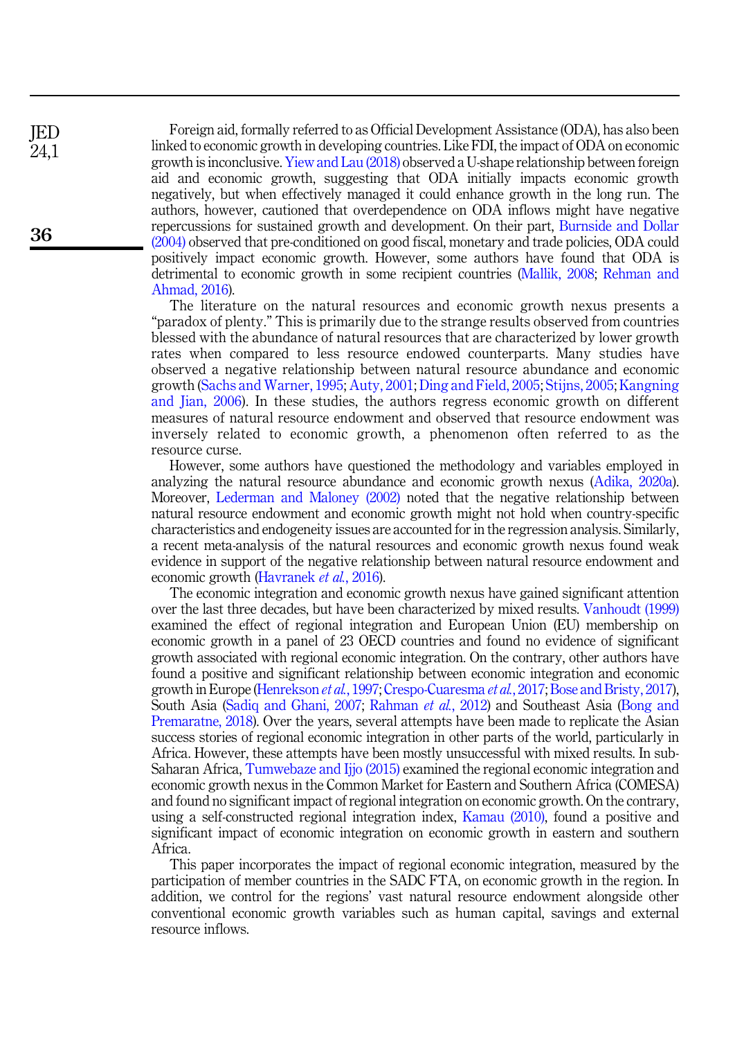Foreign aid, formally referred to as Official Development Assistance (ODA), has also been linked to economic growth in developing countries. Like FDI, the impact of ODA on economic growth is inconclusive. Yiew and Lau (2018) observed a U-shape relationship between foreign aid and economic growth, suggesting that ODA initially impacts economic growth negatively, but when effectively managed it could enhance growth in the long run. The authors, however, cautioned that overdependence on ODA inflows might have negative repercussions for sustained growth and development. On their part, Burnside and Dollar (2004) observed that pre-conditioned on good fiscal, monetary and trade policies, ODA could positively impact economic growth. However, some authors have found that ODA is detrimental to economic growth in some recipient countries (Mallik, 2008; Rehman and Ahmad, 2016).

The literature on the natural resources and economic growth nexus presents a "paradox of plenty." This is primarily due to the strange results observed from countries blessed with the abundance of natural resources that are characterized by lower growth rates when compared to less resource endowed counterparts. Many studies have observed a negative relationship between natural resource abundance and economic growth (Sachs and Warner, 1995; Auty, 2001; Ding and Field, 2005; Stijns, 2005; Kangning and Jian, 2006). In these studies, the authors regress economic growth on different measures of natural resource endowment and observed that resource endowment was inversely related to economic growth, a phenomenon often referred to as the resource curse.

However, some authors have questioned the methodology and variables employed in analyzing the natural resource abundance and economic growth nexus (Adika, 2020a). Moreover, Lederman and Maloney (2002) noted that the negative relationship between natural resource endowment and economic growth might not hold when country-specific characteristics and endogeneity issues are accounted for in the regression analysis. Similarly, a recent meta-analysis of the natural resources and economic growth nexus found weak evidence in support of the negative relationship between natural resource endowment and economic growth (Havranek *et al.*, 2016).

The economic integration and economic growth nexus have gained significant attention over the last three decades, but have been characterized by mixed results. Vanhoudt (1999) examined the effect of regional integration and European Union (EU) membership on economic growth in a panel of 23 OECD countries and found no evidence of significant growth associated with regional economic integration. On the contrary, other authors have found a positive and significant relationship between economic integration and economic growth in Europe (Henrekson *et al.*, 1997; Crespo-Cuaresma *et al.*, 2017; Bose and Bristy, 2017), South Asia (Sadiq and Ghani, 2007; Rahman *et al.*, 2012) and Southeast Asia (Bong and Premaratne, 2018). Over the years, several attempts have been made to replicate the Asian success stories of regional economic integration in other parts of the world, particularly in Africa. However, these attempts have been mostly unsuccessful with mixed results. In sub-Saharan Africa, Tumwebaze and Ijjo (2015) examined the regional economic integration and economic growth nexus in the Common Market for Eastern and Southern Africa (COMESA) and found no significant impact of regional integration on economic growth. On the contrary, using a self-constructed regional integration index, Kamau (2010), found a positive and significant impact of economic integration on economic growth in eastern and southern Africa.

This paper incorporates the impact of regional economic integration, measured by the participation of member countries in the SADC FTA, on economic growth in the region. In addition, we control for the regions' vast natural resource endowment alongside other conventional economic growth variables such as human capital, savings and external resource inflows.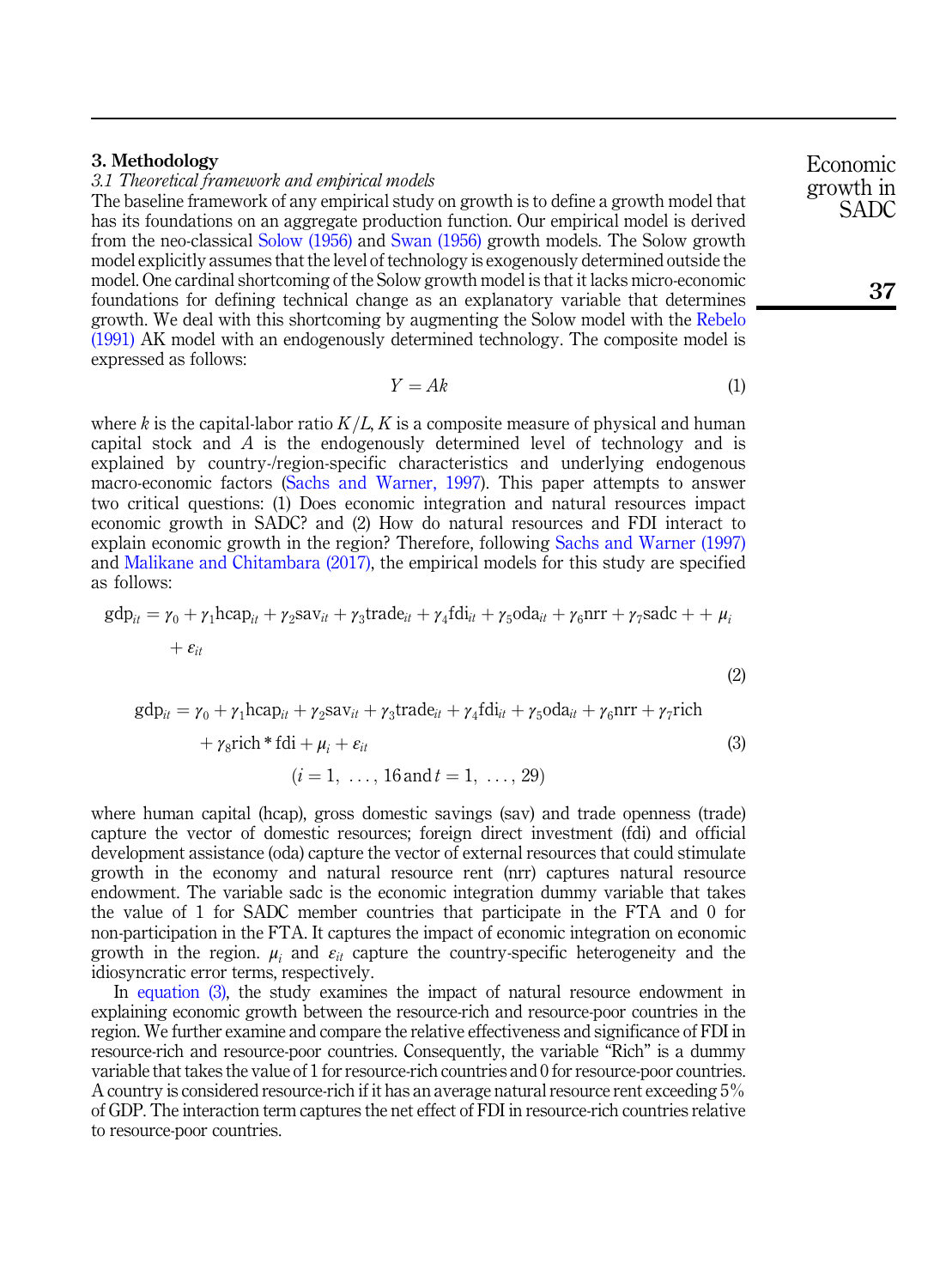## 3. Methodology

### *3.1 Theoretical framework and empirical models*

The baseline framework of any empirical study on growth is to define a growth model that has its foundations on an aggregate production function. Our empirical model is derived from the neo-classical Solow (1956) and Swan (1956) growth models. The Solow growth model explicitly assumes that the level of technology is exogenously determined outside the model. One cardinal shortcoming of the Solow growth model is that it lacks micro-economic foundations for defining technical change as an explanatory variable that determines growth. We deal with this shortcoming by augmenting the Solow model with the Rebelo (1991) AK model with an endogenously determined technology. The composite model is expressed as follows:

$$Y = Ak \tag{1}$$

where $k$ is the capital-labor ratio $K/L$, $K$ is a composite measure of physical and human capital stock and $A$ is the endogenously determined level of technology and is explained by country-/region-specific characteristics and underlying endogenous macro-economic factors (Sachs and Warner, 1997). This paper attempts to answer two critical questions: (1) Does economic integration and natural resources impact economic growth in SADC? and (2) How do natural resources and FDI interact to explain economic growth in the region? Therefore, following Sachs and Warner (1997) and Malikane and Chitambara (2017), the empirical models for this study are specified as follows:

$$\text{gdp}_{it} = \gamma_0 + \gamma_1\text{hcap}_{it} + \gamma_2\text{sav}_{it} + \gamma_3\text{trade}_{it} + \gamma_4\text{fdi}_{it} + \gamma_5\text{oda}_{it} + \gamma_6\text{nrr} + \gamma_7\text{sadc} + + \mu_i + \varepsilon_{it} \tag{2}$$

$$\text{gdp}_{it} = \gamma_0 + \gamma_1\text{hcap}_{it} + \gamma_2\text{sav}_{it} + \gamma_3\text{trade}_{it} + \gamma_4\text{fdi}_{it} + \gamma_5\text{oda}_{it} + \gamma_6\text{nrr} + \gamma_7\text{rich} + \gamma_8\text{rich} * \text{fdi} + \mu_i + \varepsilon_{it} \tag{3}$$

$$(i = 1, \ \ldots, 16 \, \text{and} \, t = 1, \ \ldots, 29)$$

where human capital (hcap), gross domestic savings (sav) and trade openness (trade) capture the vector of domestic resources; foreign direct investment (fdi) and official development assistance (oda) capture the vector of external resources that could stimulate growth in the economy and natural resource rent (nrr) captures natural resource endowment. The variable sadc is the economic integration dummy variable that takes the value of 1 for SADC member countries that participate in the FTA and 0 for non-participation in the FTA. It captures the impact of economic integration on economic growth in the region. $\mu_i$ and $\varepsilon_{it}$ capture the country-specific heterogeneity and the idiosyncratic error terms, respectively.

In equation (3), the study examines the impact of natural resource endowment in explaining economic growth between the resource-rich and resource-poor countries in the region. We further examine and compare the relative effectiveness and significance of FDI in resource-rich and resource-poor countries. Consequently, the variable "Rich" is a dummy variable that takes the value of 1 for resource-rich countries and 0 for resource-poor countries. A country is considered resource-rich if it has an average natural resource rent exceeding 5% of GDP. The interaction term captures the net effect of FDI in resource-rich countries relative to resource-poor countries.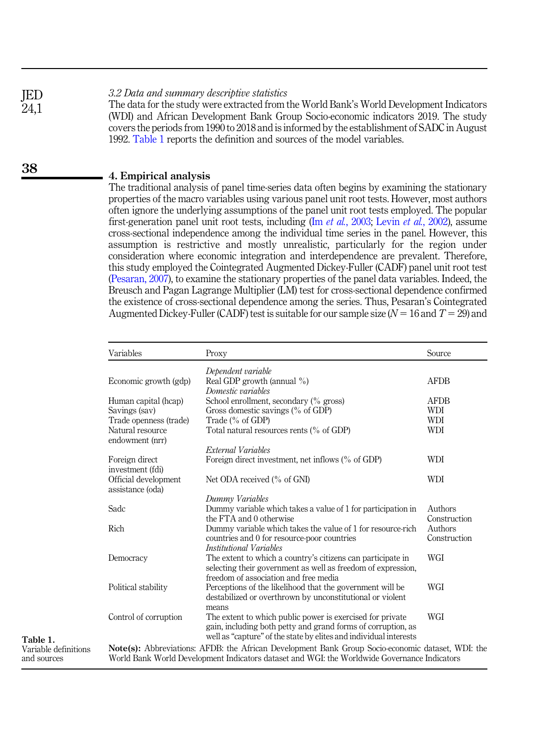### 3.2 Data and summary descriptive statistics

The data for the study were extracted from the World Bank's World Development Indicators (WDI) and African Development Bank Group Socio-economic indicators 2019. The study covers the periods from 1990 to 2018 and is informed by the establishment of SADC in August 1992. Table 1 reports the definition and sources of the model variables.

## 4. Empirical analysis

The traditional analysis of panel time-series data often begins by examining the stationary properties of the macro variables using various panel unit root tests. However, most authors often ignore the underlying assumptions of the panel unit root tests employed. The popular first-generation panel unit root tests, including (Im *et al.*, 2003; Levin *et al.*, 2002), assume cross-sectional independence among the individual time series in the panel. However, this assumption is restrictive and mostly unrealistic, particularly for the region under consideration where economic integration and interdependence are prevalent. Therefore, this study employed the Cointegrated Augmented Dickey-Fuller (CADF) panel unit root test (Pesaran, 2007), to examine the stationary properties of the panel data variables. Indeed, the Breusch and Pagan Lagrange Multiplier (LM) test for cross-sectional dependence confirmed the existence of cross-sectional dependence among the series. Thus, Pesaran's Cointegrated Augmented Dickey-Fuller (CADF) test is suitable for our sample size ($N = 16$ and $T = 29$) and

**Table 1.** Variable definitions and sources

| Variables | Proxy | Source |
|---|---|---|
| | *Dependent variable* | |
| Economic growth (gdp) | Real GDP growth (annual %) | AFDB |
| | *Domestic variables* | |
| Human capital (hcap) | School enrollment, secondary (% gross) | AFDB |
| Savings (sav) | Gross domestic savings (% of GDP) | WDI |
| Trade openness (trade) | Trade (% of GDP) | WDI |
| Natural resource endowment (nrr) | Total natural resources rents (% of GDP) | WDI |
| | *External Variables* | |
| Foreign direct investment (fdi) | Foreign direct investment, net inflows (% of GDP) | WDI |
| Official development assistance (oda) | Net ODA received (% of GNI) | WDI |
| | *Dummy Variables* | |
| Sadc | Dummy variable which takes a value of 1 for participation in the FTA and 0 otherwise | Authors Construction |
| Rich | Dummy variable which takes the value of 1 for resource-rich countries and 0 for resource-poor countries | Authors Construction |
| | *Institutional Variables* | |
| Democracy | The extent to which a country's citizens can participate in selecting their government as well as freedom of expression, freedom of association and free media | WGI |
| Political stability | Perceptions of the likelihood that the government will be destabilized or overthrown by unconstitutional or violent means | WGI |
| Control of corruption | The extent to which public power is exercised for private gain, including both petty and grand forms of corruption, as well as "capture" of the state by elites and individual interests | WGI |

**Note(s):** Abbreviations: AFDB: the African Development Bank Group Socio-economic dataset, WDI: the World Bank World Development Indicators dataset and WGI: the Worldwide Governance Indicators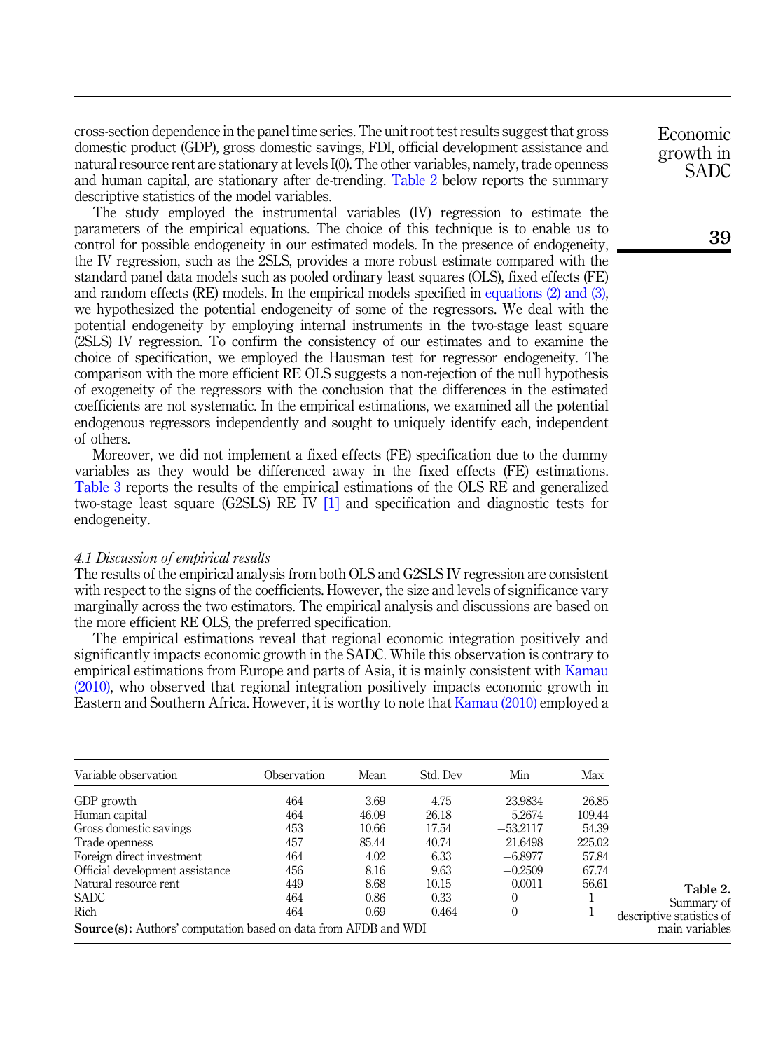cross-section dependence in the panel time series. The unit root test results suggest that gross domestic product (GDP), gross domestic savings, FDI, official development assistance and natural resource rent are stationary at levels I(0). The other variables, namely, trade openness and human capital, are stationary after de-trending. Table 2 below reports the summary descriptive statistics of the model variables.

The study employed the instrumental variables (IV) regression to estimate the parameters of the empirical equations. The choice of this technique is to enable us to control for possible endogeneity in our estimated models. In the presence of endogeneity, the IV regression, such as the 2SLS, provides a more robust estimate compared with the standard panel data models such as pooled ordinary least squares (OLS), fixed effects (FE) and random effects (RE) models. In the empirical models specified in equations (2) and (3), we hypothesized the potential endogeneity of some of the regressors. We deal with the potential endogeneity by employing internal instruments in the two-stage least square (2SLS) IV regression. To confirm the consistency of our estimates and to examine the choice of specification, we employed the Hausman test for regressor endogeneity. The comparison with the more efficient RE OLS suggests a non-rejection of the null hypothesis of exogeneity of the regressors with the conclusion that the differences in the estimated coefficients are not systematic. In the empirical estimations, we examined all the potential endogenous regressors independently and sought to uniquely identify each, independent of others.

Moreover, we did not implement a fixed effects (FE) specification due to the dummy variables as they would be differenced away in the fixed effects (FE) estimations. Table 3 reports the results of the empirical estimations of the OLS RE and generalized two-stage least square (G2SLS) RE IV [1] and specification and diagnostic tests for endogeneity.

### *4.1 Discussion of empirical results*

The results of the empirical analysis from both OLS and G2SLS IV regression are consistent with respect to the signs of the coefficients. However, the size and levels of significance vary marginally across the two estimators. The empirical analysis and discussions are based on the more efficient RE OLS, the preferred specification.

The empirical estimations reveal that regional economic integration positively and significantly impacts economic growth in the SADC. While this observation is contrary to empirical estimations from Europe and parts of Asia, it is mainly consistent with Kamau (2010), who observed that regional integration positively impacts economic growth in Eastern and Southern Africa. However, it is worthy to note that Kamau (2010) employed a

| Variable observation | Observation | Mean | Std. Dev | Min | Max |
|---|---|---|---|---|---|
| GDP growth | 464 | 3.69 | 4.75 | −23.9834 | 26.85 |
| Human capital | 464 | 46.09 | 26.18 | 5.2674 | 109.44 |
| Gross domestic savings | 453 | 10.66 | 17.54 | −53.2117 | 54.39 |
| Trade openness | 457 | 85.44 | 40.74 | 21.6498 | 225.02 |
| Foreign direct investment | 464 | 4.02 | 6.33 | −6.8977 | 57.84 |
| Official development assistance | 456 | 8.16 | 9.63 | −0.2509 | 67.74 |
| Natural resource rent | 449 | 8.68 | 10.15 | 0.0011 | 56.61 |
| SADC | 464 | 0.86 | 0.33 | 0 | 1 |
| Rich | 464 | 0.69 | 0.464 | 0 | 1 |

**Source(s):** Authors' computation based on data from AFDB and WDI

**Table 2.** Summary of descriptive statistics of main variables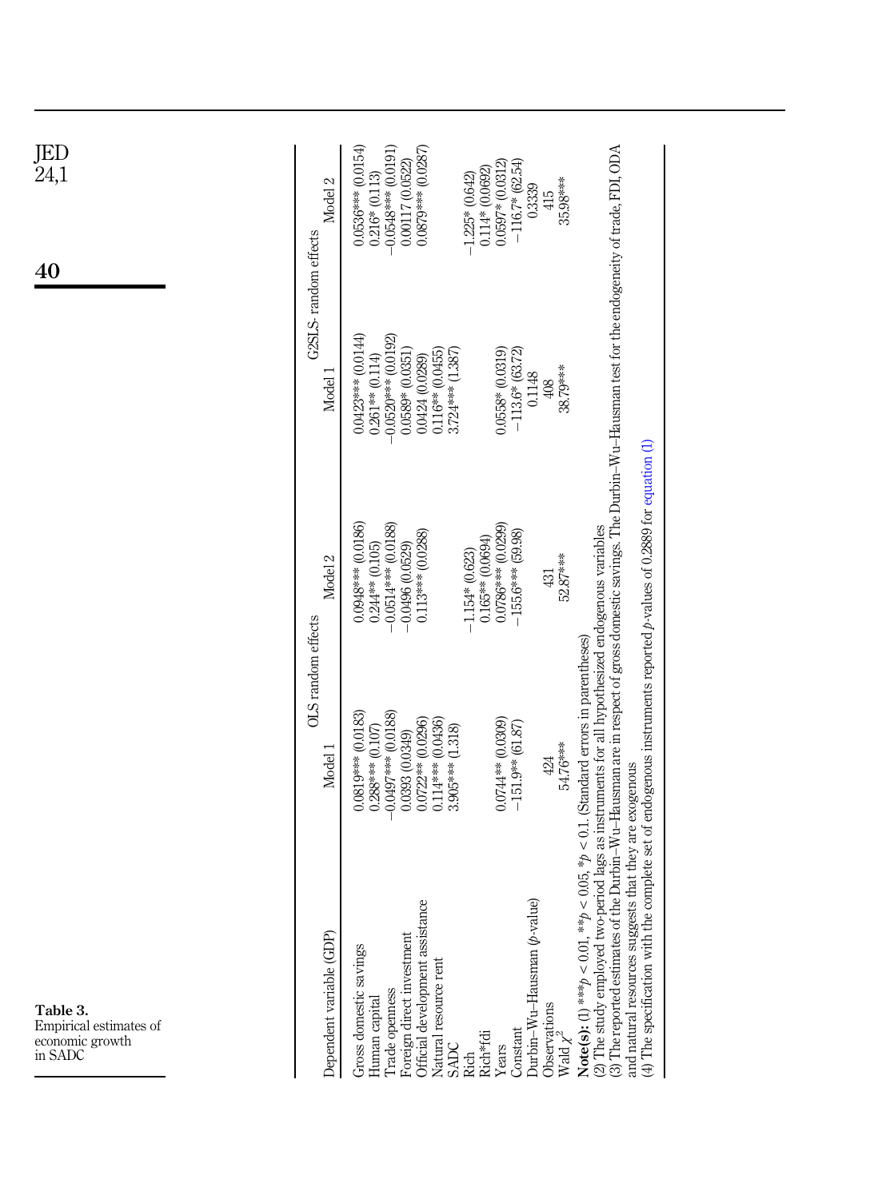Table 3. Empirical estimates of economic growth in SADC

| Dependent variable (GDP) | OLS random effects | | G2SLS- random effects | |
|---|---|---|---|---|
| | Model 1 | Model 2 | Model 1 | Model 2 |
| Gross domestic savings | 0.0819*** (0.0183) | 0.0948*** (0.0186) | 0.0423*** (0.0144) | 0.0536*** (0.0154) |
| Human capital | 0.288*** (0.107) | 0.244** (0.105) | 0.261** (0.114) | 0.216* (0.113) |
| Trade openness | −0.0497*** (0.0188) | −0.0514*** (0.0188) | −0.0520*** (0.0192) | −0.0548*** (0.0191) |
| Foreign direct investment | 0.0393 (0.0349) | −0.0496 (0.0529) | 0.0589* (0.0351) | 0.00117 (0.0522) |
| Official development assistance | 0.0722** (0.0296) | 0.113*** (0.0288) | 0.0424 (0.0289) | 0.0879*** (0.0287) |
| Natural resource rent | 0.114*** (0.0436) | | 0.116** (0.0455) | |
| SADC | 3.905*** (1.318) | | 3.724*** (1.387) | |
| Rich | | −1.154* (0.623) | | −1.225* (0.642) |
| Rich*fdi | | 0.165** (0.0694) | | 0.114* (0.0692) |
| Years | 0.0744** (0.0309) | 0.0786*** (0.0299) | 0.0558* (0.0319) | 0.0597* (0.0312) |
| Constant | −151.9** (61.87) | −155.6*** (59.98) | −113.6* (63.72) | −116.7* (62.54) |
| Durbin–Wu–Hausman (*p*-value) | | | 0.1148 | 0.3339 |
| Observations | 424 | 431 | 408 | 415 |
| Wald $\chi^2$ | 54.76*** | 52.87*** | 38.79*** | 35.98*** |

**Note(s):** (1) ***$p < 0.01$, **$p < 0.05$, *$p < 0.1$. (Standard errors in parentheses)
(2) The study employed two-period lags as instruments for all hypothesized endogenous variables
(3) The reported estimates of the Durbin–Wu–Hausman are in respect of gross domestic savings. The Durbin–Wu–Hausman test for the endogeneity of trade, FDI, ODA and natural resources suggests that they are exogenous
(4) The specification with the complete set of endogenous instruments reported *p*-values of 0.2889 for equation (1)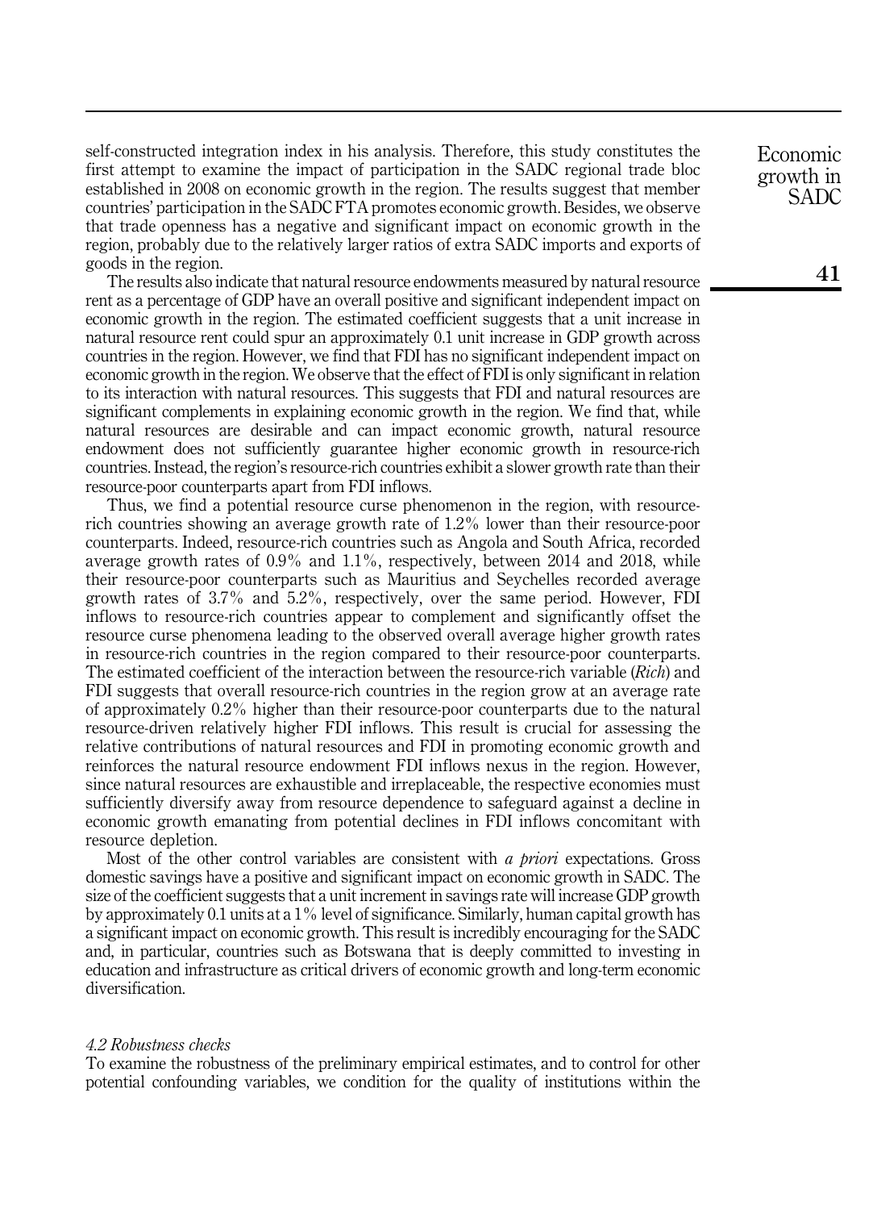self-constructed integration index in his analysis. Therefore, this study constitutes the first attempt to examine the impact of participation in the SADC regional trade bloc established in 2008 on economic growth in the region. The results suggest that member countries' participation in the SADC FTA promotes economic growth. Besides, we observe that trade openness has a negative and significant impact on economic growth in the region, probably due to the relatively larger ratios of extra SADC imports and exports of goods in the region.

The results also indicate that natural resource endowments measured by natural resource rent as a percentage of GDP have an overall positive and significant independent impact on economic growth in the region. The estimated coefficient suggests that a unit increase in natural resource rent could spur an approximately 0.1 unit increase in GDP growth across countries in the region. However, we find that FDI has no significant independent impact on economic growth in the region. We observe that the effect of FDI is only significant in relation to its interaction with natural resources. This suggests that FDI and natural resources are significant complements in explaining economic growth in the region. We find that, while natural resources are desirable and can impact economic growth, natural resource endowment does not sufficiently guarantee higher economic growth in resource-rich countries. Instead, the region's resource-rich countries exhibit a slower growth rate than their resource-poor counterparts apart from FDI inflows.

Thus, we find a potential resource curse phenomenon in the region, with resource-rich countries showing an average growth rate of 1.2% lower than their resource-poor counterparts. Indeed, resource-rich countries such as Angola and South Africa, recorded average growth rates of 0.9% and 1.1%, respectively, between 2014 and 2018, while their resource-poor counterparts such as Mauritius and Seychelles recorded average growth rates of 3.7% and 5.2%, respectively, over the same period. However, FDI inflows to resource-rich countries appear to complement and significantly offset the resource curse phenomena leading to the observed overall average higher growth rates in resource-rich countries in the region compared to their resource-poor counterparts. The estimated coefficient of the interaction between the resource-rich variable (*Rich*) and FDI suggests that overall resource-rich countries in the region grow at an average rate of approximately 0.2% higher than their resource-poor counterparts due to the natural resource-driven relatively higher FDI inflows. This result is crucial for assessing the relative contributions of natural resources and FDI in promoting economic growth and reinforces the natural resource endowment FDI inflows nexus in the region. However, since natural resources are exhaustible and irreplaceable, the respective economies must sufficiently diversify away from resource dependence to safeguard against a decline in economic growth emanating from potential declines in FDI inflows concomitant with resource depletion.

Most of the other control variables are consistent with *a priori* expectations. Gross domestic savings have a positive and significant impact on economic growth in SADC. The size of the coefficient suggests that a unit increment in savings rate will increase GDP growth by approximately 0.1 units at a 1% level of significance. Similarly, human capital growth has a significant impact on economic growth. This result is incredibly encouraging for the SADC and, in particular, countries such as Botswana that is deeply committed to investing in education and infrastructure as critical drivers of economic growth and long-term economic diversification.

### *4.2 Robustness checks*

To examine the robustness of the preliminary empirical estimates, and to control for other potential confounding variables, we condition for the quality of institutions within the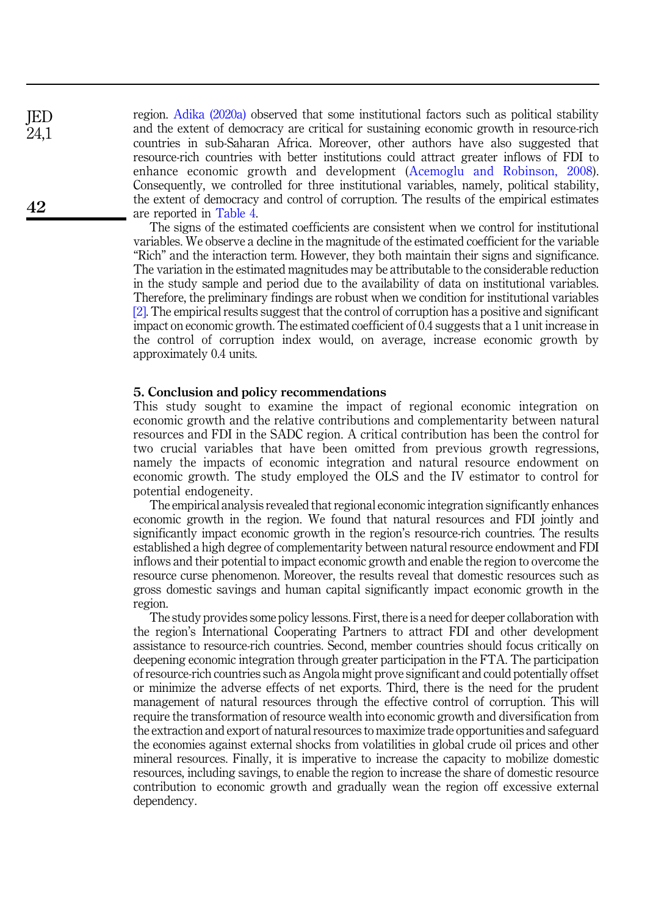region. Adika (2020a) observed that some institutional factors such as political stability and the extent of democracy are critical for sustaining economic growth in resource-rich countries in sub-Saharan Africa. Moreover, other authors have also suggested that resource-rich countries with better institutions could attract greater inflows of FDI to enhance economic growth and development (Acemoglu and Robinson, 2008). Consequently, we controlled for three institutional variables, namely, political stability, the extent of democracy and control of corruption. The results of the empirical estimates are reported in Table 4.

The signs of the estimated coefficients are consistent when we control for institutional variables. We observe a decline in the magnitude of the estimated coefficient for the variable "Rich" and the interaction term. However, they both maintain their signs and significance. The variation in the estimated magnitudes may be attributable to the considerable reduction in the study sample and period due to the availability of data on institutional variables. Therefore, the preliminary findings are robust when we condition for institutional variables [2]. The empirical results suggest that the control of corruption has a positive and significant impact on economic growth. The estimated coefficient of 0.4 suggests that a 1 unit increase in the control of corruption index would, on average, increase economic growth by approximately 0.4 units.

## 5. Conclusion and policy recommendations

This study sought to examine the impact of regional economic integration on economic growth and the relative contributions and complementarity between natural resources and FDI in the SADC region. A critical contribution has been the control for two crucial variables that have been omitted from previous growth regressions, namely the impacts of economic integration and natural resource endowment on economic growth. The study employed the OLS and the IV estimator to control for potential endogeneity.

The empirical analysis revealed that regional economic integration significantly enhances economic growth in the region. We found that natural resources and FDI jointly and significantly impact economic growth in the region's resource-rich countries. The results established a high degree of complementarity between natural resource endowment and FDI inflows and their potential to impact economic growth and enable the region to overcome the resource curse phenomenon. Moreover, the results reveal that domestic resources such as gross domestic savings and human capital significantly impact economic growth in the region.

The study provides some policy lessons. First, there is a need for deeper collaboration with the region's International Cooperating Partners to attract FDI and other development assistance to resource-rich countries. Second, member countries should focus critically on deepening economic integration through greater participation in the FTA. The participation of resource-rich countries such as Angola might prove significant and could potentially offset or minimize the adverse effects of net exports. Third, there is the need for the prudent management of natural resources through the effective control of corruption. This will require the transformation of resource wealth into economic growth and diversification from the extraction and export of natural resources to maximize trade opportunities and safeguard the economies against external shocks from volatilities in global crude oil prices and other mineral resources. Finally, it is imperative to increase the capacity to mobilize domestic resources, including savings, to enable the region to increase the share of domestic resource contribution to economic growth and gradually wean the region off excessive external dependency.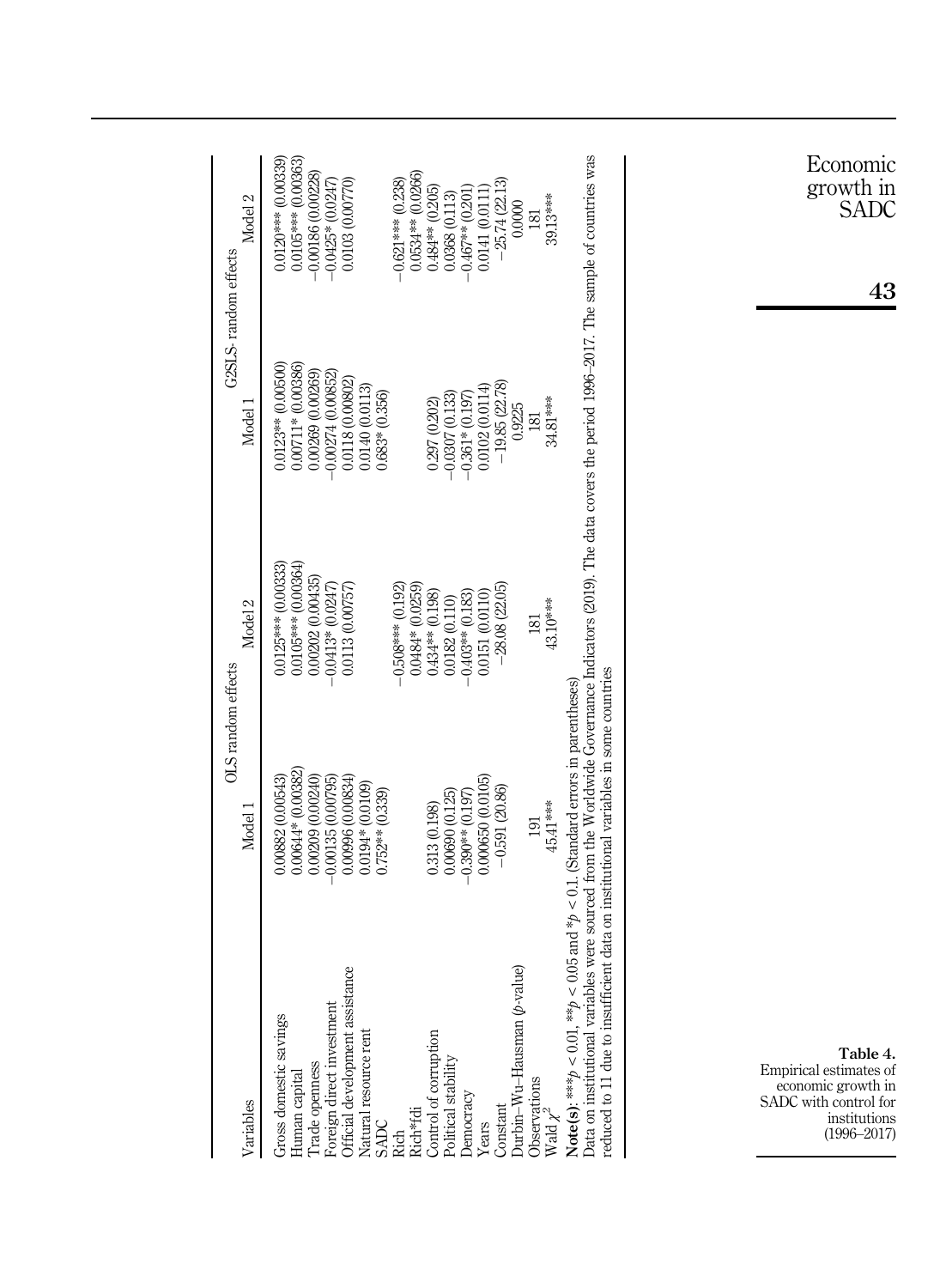**Table 4.** Empirical estimates of economic growth in SADC with control for institutions (1996–2017)

| Variables | OLS random effects | | G2SLS- random effects | |
|---|---|---|---|---|
| | Model 1 | Model 2 | Model 1 | Model 2 |
| Gross domestic savings | 0.00882 (0.00543) | 0.0125*** (0.00333) | 0.0123** (0.00500) | 0.0120*** (0.00339) |
| Human capital | 0.00644* (0.00382) | 0.0105*** (0.00364) | 0.00711* (0.00386) | 0.0105*** (0.00363) |
| Trade openness | 0.00209 (0.00240) | 0.00202 (0.00435) | 0.00269 (0.00269) | −0.00186 (0.00228) |
| Foreign direct investment | −0.00135 (0.00795) | −0.0413* (0.0247) | −0.00274 (0.00852) | −0.0425* (0.0247) |
| Official development assistance | 0.00996 (0.00834) | 0.0113 (0.00757) | 0.0118 (0.00802) | 0.0103 (0.00770) |
| Natural resource rent | 0.0194* (0.0109) | | 0.0140 (0.0113) | |
| SADC | 0.752** (0.339) | | 0.683* (0.356) | |
| Rich | | −0.508*** (0.192) | | −0.621*** (0.238) |
| Rich*fdi | | 0.0484* (0.0259) | | 0.0534** (0.0266) |
| Control of corruption | 0.313 (0.198) | 0.434** (0.198) | 0.297 (0.202) | 0.484** (0.205) |
| Political stability | 0.00690 (0.125) | 0.0182 (0.110) | −0.0307 (0.133) | 0.0368 (0.113) |
| Democracy | −0.390** (0.197) | −0.403** (0.183) | −0.361* (0.197) | −0.467** (0.201) |
| Years | 0.000650 (0.0105) | 0.0151 (0.0110) | 0.0102 (0.0114) | 0.0141 (0.0111) |
| Constant | −0.591 (20.86) | −28.08 (22.05) | −19.85 (22.78) | −25.74 (22.13) |
| Durbin–Wu–Hausman ($p$-value) | | | 0.9225 | 0.0000 |
| Observations | 191 | 181 | 181 | 181 |
| Wald $\chi^2$ | 45.41*** | 43.10*** | 34.81*** | 39.13*** |

**Note(s):** ***$p < 0.01$, **$p < 0.05$ and *$p < 0.1$. (Standard errors in parentheses)
Data on institutional variables were sourced from the Worldwide Governance Indicators (2019). The data covers the period 1996–2017. The sample of countries was reduced to 11 due to insufficient data on institutional variables in some countries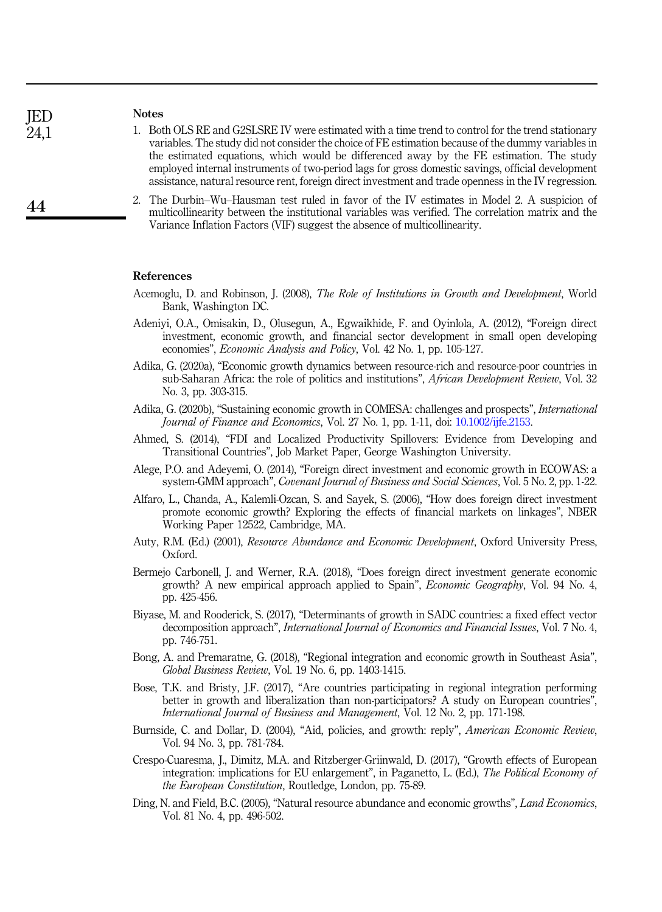## Notes

1. Both OLS RE and G2SLSRE IV were estimated with a time trend to control for the trend stationary variables. The study did not consider the choice of FE estimation because of the dummy variables in the estimated equations, which would be differenced away by the FE estimation. The study employed internal instruments of two-period lags for gross domestic savings, official development assistance, natural resource rent, foreign direct investment and trade openness in the IV regression.
2. The Durbin–Wu–Hausman test ruled in favor of the IV estimates in Model 2. A suspicion of multicollinearity between the institutional variables was verified. The correlation matrix and the Variance Inflation Factors (VIF) suggest the absence of multicollinearity.

## References

Acemoglu, D. and Robinson, J. (2008), *The Role of Institutions in Growth and Development*, World Bank, Washington DC.

Adeniyi, O.A., Omisakin, D., Olusegun, A., Egwaikhide, F. and Oyinlola, A. (2012), "Foreign direct investment, economic growth, and financial sector development in small open developing economies", *Economic Analysis and Policy*, Vol. 42 No. 1, pp. 105-127.

Adika, G. (2020a), "Economic growth dynamics between resource-rich and resource-poor countries in sub-Saharan Africa: the role of politics and institutions", *African Development Review*, Vol. 32 No. 3, pp. 303-315.

Adika, G. (2020b), "Sustaining economic growth in COMESA: challenges and prospects", *International Journal of Finance and Economics*, Vol. 27 No. 1, pp. 1-11, doi: 10.1002/ijfe.2153.

Ahmed, S. (2014), "FDI and Localized Productivity Spillovers: Evidence from Developing and Transitional Countries", Job Market Paper, George Washington University.

Alege, P.O. and Adeyemi, O. (2014), "Foreign direct investment and economic growth in ECOWAS: a system-GMM approach", *Covenant Journal of Business and Social Sciences*, Vol. 5 No. 2, pp. 1-22.

Alfaro, L., Chanda, A., Kalemli-Ozcan, S. and Sayek, S. (2006), "How does foreign direct investment promote economic growth? Exploring the effects of financial markets on linkages", NBER Working Paper 12522, Cambridge, MA.

Auty, R.M. (Ed.) (2001), *Resource Abundance and Economic Development*, Oxford University Press, Oxford.

Bermejo Carbonell, J. and Werner, R.A. (2018), "Does foreign direct investment generate economic growth? A new empirical approach applied to Spain", *Economic Geography*, Vol. 94 No. 4, pp. 425-456.

Biyase, M. and Rooderick, S. (2017), "Determinants of growth in SADC countries: a fixed effect vector decomposition approach", *International Journal of Economics and Financial Issues*, Vol. 7 No. 4, pp. 746-751.

Bong, A. and Premaratne, G. (2018), "Regional integration and economic growth in Southeast Asia", *Global Business Review*, Vol. 19 No. 6, pp. 1403-1415.

Bose, T.K. and Bristy, J.F. (2017), "Are countries participating in regional integration performing better in growth and liberalization than non-participators? A study on European countries", *International Journal of Business and Management*, Vol. 12 No. 2, pp. 171-198.

Burnside, C. and Dollar, D. (2004), "Aid, policies, and growth: reply", *American Economic Review*, Vol. 94 No. 3, pp. 781-784.

Crespo-Cuaresma, J., Dimitz, M.A. and Ritzberger-Griinwald, D. (2017), "Growth effects of European integration: implications for EU enlargement", in Paganetto, L. (Ed.), *The Political Economy of the European Constitution*, Routledge, London, pp. 75-89.

Ding, N. and Field, B.C. (2005), "Natural resource abundance and economic growths", *Land Economics*, Vol. 81 No. 4, pp. 496-502.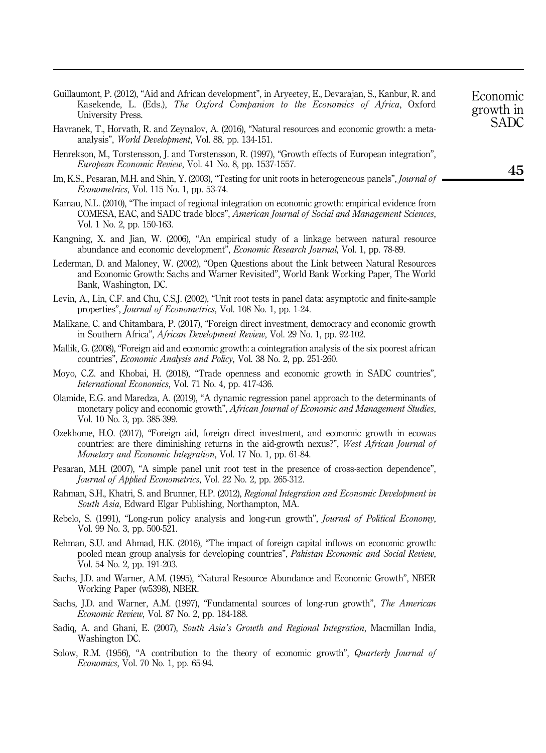Guillaumont, P. (2012), "Aid and African development", in Aryeetey, E., Devarajan, S., Kanbur, R. and Kasekende, L. (Eds.), *The Oxford Companion to the Economics of Africa*, Oxford University Press.

Havranek, T., Horvath, R. and Zeynalov, A. (2016), "Natural resources and economic growth: a meta-analysis", *World Development*, Vol. 88, pp. 134-151.

Henrekson, M., Torstensson, J. and Torstensson, R. (1997), "Growth effects of European integration", *European Economic Review*, Vol. 41 No. 8, pp. 1537-1557.

Im, K.S., Pesaran, M.H. and Shin, Y. (2003), "Testing for unit roots in heterogeneous panels", *Journal of Econometrics*, Vol. 115 No. 1, pp. 53-74.

Kamau, N.L. (2010), "The impact of regional integration on economic growth: empirical evidence from COMESA, EAC, and SADC trade blocs", *American Journal of Social and Management Sciences*, Vol. 1 No. 2, pp. 150-163.

Kangning, X. and Jian, W. (2006), "An empirical study of a linkage between natural resource abundance and economic development", *Economic Research Journal*, Vol. 1, pp. 78-89.

Lederman, D. and Maloney, W. (2002), "Open Questions about the Link between Natural Resources and Economic Growth: Sachs and Warner Revisited", World Bank Working Paper, The World Bank, Washington, DC.

Levin, A., Lin, C.F. and Chu, C.S.J. (2002), "Unit root tests in panel data: asymptotic and finite-sample properties", *Journal of Econometrics*, Vol. 108 No. 1, pp. 1-24.

Malikane, C. and Chitambara, P. (2017), "Foreign direct investment, democracy and economic growth in Southern Africa", *African Development Review*, Vol. 29 No. 1, pp. 92-102.

Mallik, G. (2008), "Foreign aid and economic growth: a cointegration analysis of the six poorest african countries", *Economic Analysis and Policy*, Vol. 38 No. 2, pp. 251-260.

Moyo, C.Z. and Khobai, H. (2018), "Trade openness and economic growth in SADC countries", *International Economics*, Vol. 71 No. 4, pp. 417-436.

Olamide, E.G. and Maredza, A. (2019), "A dynamic regression panel approach to the determinants of monetary policy and economic growth", *African Journal of Economic and Management Studies*, Vol. 10 No. 3, pp. 385-399.

Ozekhome, H.O. (2017), "Foreign aid, foreign direct investment, and economic growth in ecowas countries: are there diminishing returns in the aid-growth nexus?", *West African Journal of Monetary and Economic Integration*, Vol. 17 No. 1, pp. 61-84.

Pesaran, M.H. (2007), "A simple panel unit root test in the presence of cross-section dependence", *Journal of Applied Econometrics*, Vol. 22 No. 2, pp. 265-312.

Rahman, S.H., Khatri, S. and Brunner, H.P. (2012), *Regional Integration and Economic Development in South Asia*, Edward Elgar Publishing, Northampton, MA.

Rebelo, S. (1991), "Long-run policy analysis and long-run growth", *Journal of Political Economy*, Vol. 99 No. 3, pp. 500-521.

Rehman, S.U. and Ahmad, H.K. (2016), "The impact of foreign capital inflows on economic growth: pooled mean group analysis for developing countries", *Pakistan Economic and Social Review*, Vol. 54 No. 2, pp. 191-203.

Sachs, J.D. and Warner, A.M. (1995), "Natural Resource Abundance and Economic Growth", NBER Working Paper (w5398), NBER.

Sachs, J.D. and Warner, A.M. (1997), "Fundamental sources of long-run growth", *The American Economic Review*, Vol. 87 No. 2, pp. 184-188.

Sadiq, A. and Ghani, E. (2007), *South Asia's Growth and Regional Integration*, Macmillan India, Washington DC.

Solow, R.M. (1956), "A contribution to the theory of economic growth", *Quarterly Journal of Economics*, Vol. 70 No. 1, pp. 65-94.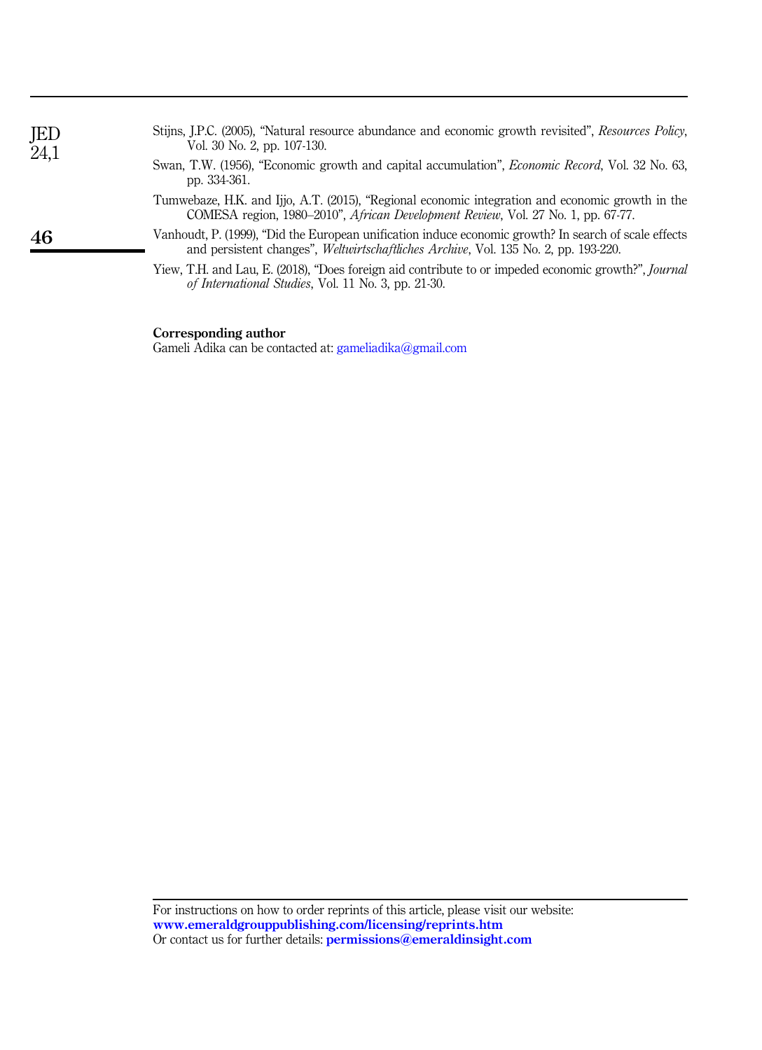Stijns, J.P.C. (2005), "Natural resource abundance and economic growth revisited", *Resources Policy*, Vol. 30 No. 2, pp. 107-130.

Swan, T.W. (1956), "Economic growth and capital accumulation", *Economic Record*, Vol. 32 No. 63, pp. 334-361.

Tumwebaze, H.K. and Ijjo, A.T. (2015), "Regional economic integration and economic growth in the COMESA region, 1980–2010", *African Development Review*, Vol. 27 No. 1, pp. 67-77.

Vanhoudt, P. (1999), "Did the European unification induce economic growth? In search of scale effects and persistent changes", *Weltwirtschaftliches Archive*, Vol. 135 No. 2, pp. 193-220.

Yiew, T.H. and Lau, E. (2018), "Does foreign aid contribute to or impeded economic growth?", *Journal of International Studies*, Vol. 11 No. 3, pp. 21-30.

**Corresponding author**
Gameli Adika can be contacted at: gameliadika@gmail.com

For instructions on how to order reprints of this article, please visit our website:
**www.emeraldgrouppublishing.com/licensing/reprints.htm**
Or contact us for further details: **permissions@emeraldinsight.com**